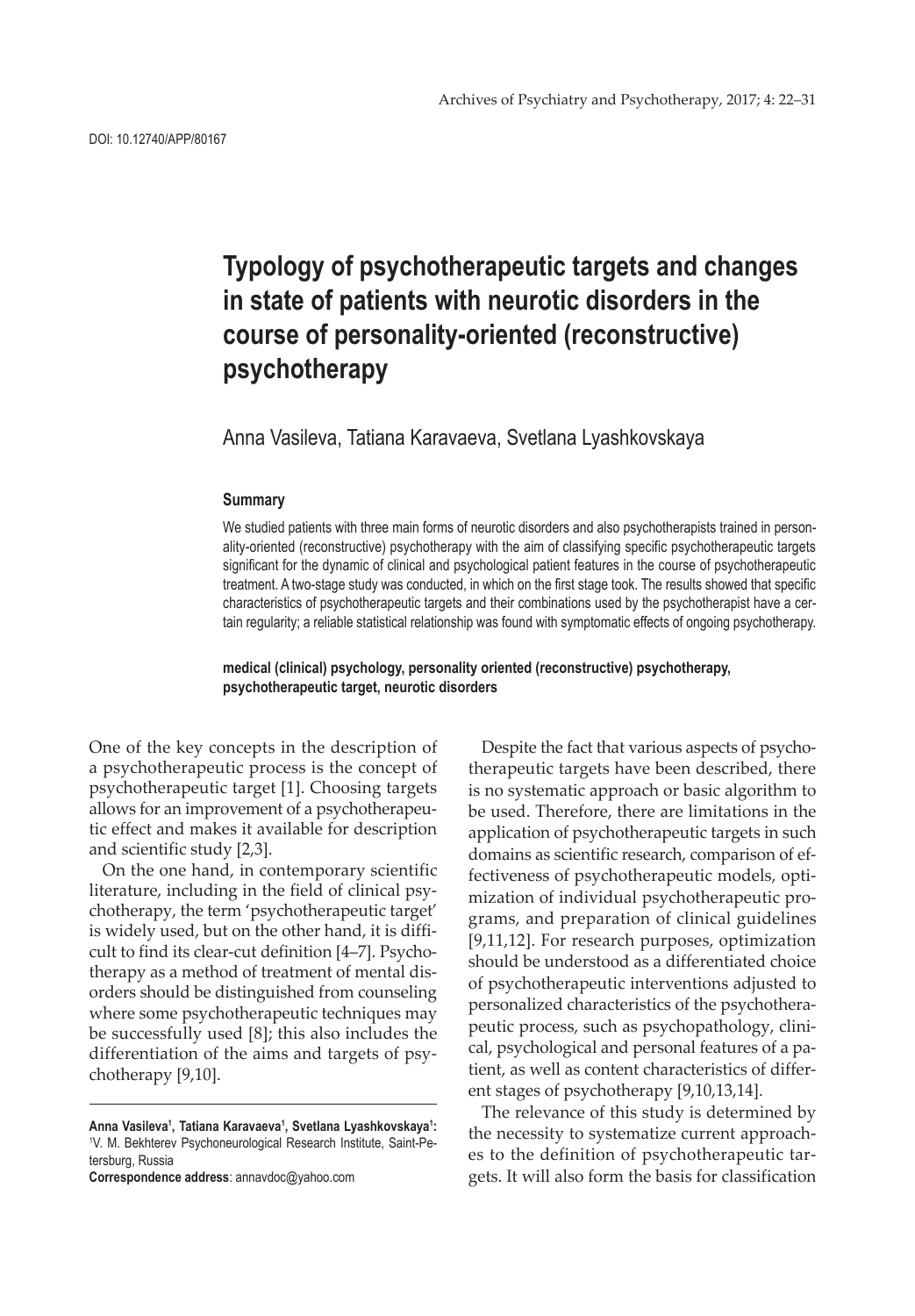DOI: 10.12740/APP/80167

# Typology of psychotherapeutic targets and changes in state of patients with neurotic disorders in the course of personality-oriented (reconstructive) psychotherapy

Anna Vasileva, Tatiana Karavaeva, Svetlana Lyashkovskaya

### Summary

We studied patients with three main forms of neurotic disorders and also psychotherapists trained in personality-oriented (reconstructive) psychotherapy with the aim of classifying specific psychotherapeutic targets significant for the dynamic of clinical and psychological patient features in the course of psychotherapeutic treatment. A two-stage study was conducted, in which on the first stage took. The results showed that specific characteristics of psychotherapeutic targets and their combinations used by the psychotherapist have a certain regularity; a reliable statistical relationship was found with symptomatic effects of ongoing psychotherapy.

**medical (clinical) psychology, personality oriented (reconstructive) psychotherapy, psychotherapeutic target, neurotic disorders**

One of the key concepts in the description of a psychotherapeutic process is the concept of psychotherapeutic target [1]. Choosing targets allows for an improvement of a psychotherapeutic effect and makes it available for description and scientific study [2,3].

On the one hand, in contemporary scientific literature, including in the field of clinical psychotherapy, the term 'psychotherapeutic target' is widely used, but on the other hand, it is difficult to find its clear-cut definition [4–7]. Psychotherapy as a method of treatment of mental disorders should be distinguished from counseling where some psychotherapeutic techniques may be successfully used [8]; this also includes the differentiation of the aims and targets of psychotherapy [9,10].

Despite the fact that various aspects of psychotherapeutic targets have been described, there is no systematic approach or basic algorithm to be used. Therefore, there are limitations in the application of psychotherapeutic targets in such domains as scientific research, comparison of effectiveness of psychotherapeutic models, optimization of individual psychotherapeutic programs, and preparation of clinical guidelines [9,11,12]. For research purposes, optimization should be understood as a differentiated choice of psychotherapeutic interventions adjusted to personalized characteristics of the psychotherapeutic process, such as psychopathology, clinical, psychological and personal features of a patient, as well as content characteristics of different stages of psychotherapy [9,10,13,14].

The relevance of this study is determined by the necessity to systematize current approaches to the definition of psychotherapeutic targets. It will also form the basis for classification

---

**Anna Vasileva[1], Tatiana Karavaeva[1], Svetlana Lyashkovskaya[1]:** [1]V. M. Bekhterev Psychoneurological Research Institute, Saint-Petersburg, Russia

**Correspondence address**: annavdoc@yahoo.com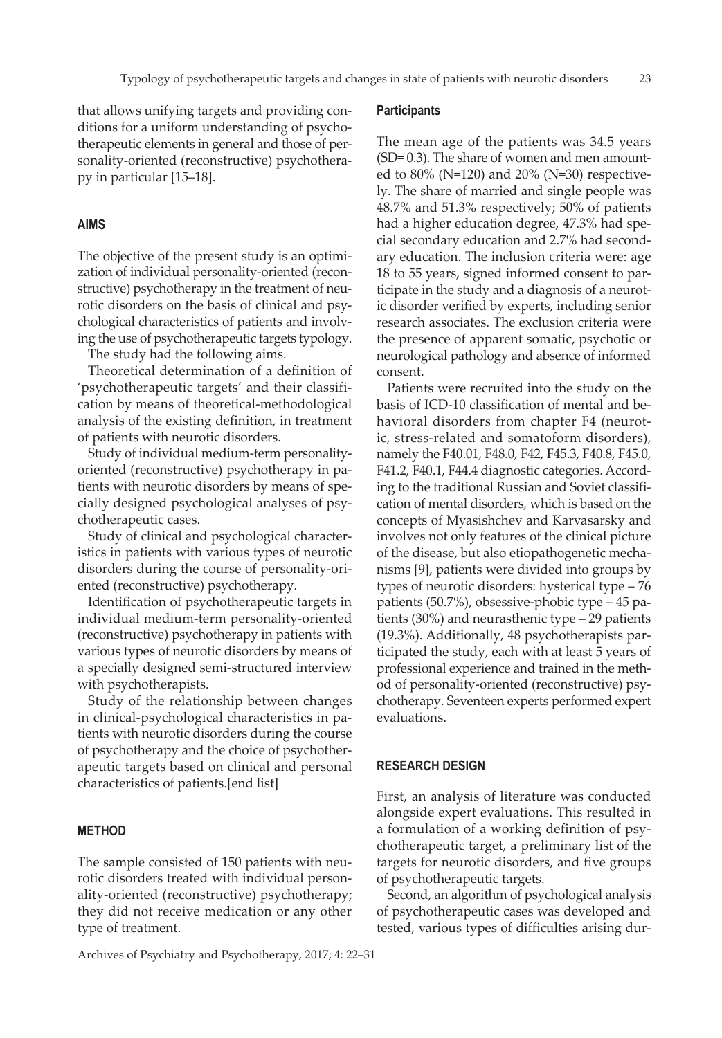that allows unifying targets and providing conditions for a uniform understanding of psychotherapeutic elements in general and those of personality-oriented (reconstructive) psychotherapy in particular [15–18].

## AIMS

The objective of the present study is an optimization of individual personality-oriented (reconstructive) psychotherapy in the treatment of neurotic disorders on the basis of clinical and psychological characteristics of patients and involving the use of psychotherapeutic targets typology.

The study had the following aims.

Theoretical determination of a definition of 'psychotherapeutic targets' and their classification by means of theoretical-methodological analysis of the existing definition, in treatment of patients with neurotic disorders.

Study of individual medium-term personality-oriented (reconstructive) psychotherapy in patients with neurotic disorders by means of specially designed psychological analyses of psychotherapeutic cases.

Study of clinical and psychological characteristics in patients with various types of neurotic disorders during the course of personality-oriented (reconstructive) psychotherapy.

Identification of psychotherapeutic targets in individual medium-term personality-oriented (reconstructive) psychotherapy in patients with various types of neurotic disorders by means of a specially designed semi-structured interview with psychotherapists.

Study of the relationship between changes in clinical-psychological characteristics in patients with neurotic disorders during the course of psychotherapy and the choice of psychotherapeutic targets based on clinical and personal characteristics of patients.[end list]

## METHOD

The sample consisted of 150 patients with neurotic disorders treated with individual personality-oriented (reconstructive) psychotherapy; they did not receive medication or any other type of treatment.

### Participants

The mean age of the patients was 34.5 years (SD= 0.3). The share of women and men amounted to 80% (N=120) and 20% (N=30) respectively. The share of married and single people was 48.7% and 51.3% respectively; 50% of patients had a higher education degree, 47.3% had special secondary education and 2.7% had secondary education. The inclusion criteria were: age 18 to 55 years, signed informed consent to participate in the study and a diagnosis of a neurotic disorder verified by experts, including senior research associates. The exclusion criteria were the presence of apparent somatic, psychotic or neurological pathology and absence of informed consent.

Patients were recruited into the study on the basis of ICD-10 classification of mental and behavioral disorders from chapter F4 (neurotic, stress-related and somatoform disorders), namely the F40.01, F48.0, F42, F45.3, F40.8, F45.0, F41.2, F40.1, F44.4 diagnostic categories. According to the traditional Russian and Soviet classification of mental disorders, which is based on the concepts of Myasishchev and Karvasarsky and involves not only features of the clinical picture of the disease, but also etiopathogenetic mechanisms [9], patients were divided into groups by types of neurotic disorders: hysterical type – 76 patients (50.7%), obsessive-phobic type – 45 patients (30%) and neurasthenic type – 29 patients (19.3%). Additionally, 48 psychotherapists participated the study, each with at least 5 years of professional experience and trained in the method of personality-oriented (reconstructive) psychotherapy. Seventeen experts performed expert evaluations.

## RESEARCH DESIGN

First, an analysis of literature was conducted alongside expert evaluations. This resulted in a formulation of a working definition of psychotherapeutic target, a preliminary list of the targets for neurotic disorders, and five groups of psychotherapeutic targets.

Second, an algorithm of psychological analysis of psychotherapeutic cases was developed and tested, various types of difficulties arising dur-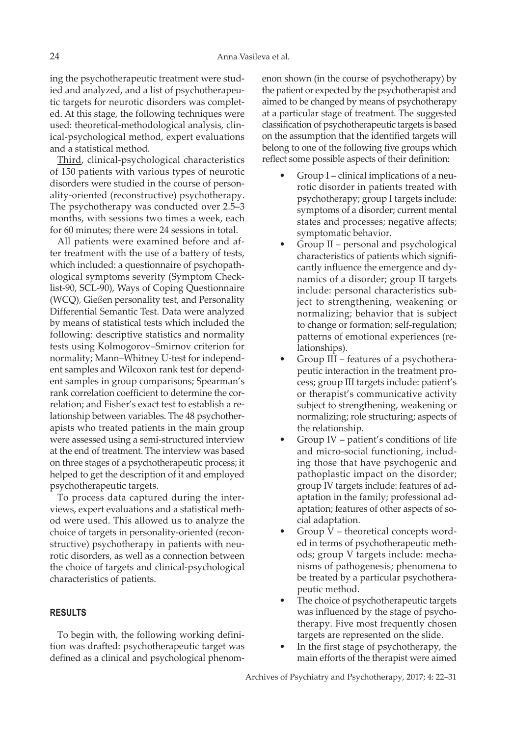ing the psychotherapeutic treatment were studied and analyzed, and a list of psychotherapeutic targets for neurotic disorders was completed. At this stage, the following techniques were used: theoretical-methodological analysis, clinical-psychological method, expert evaluations and a statistical method.

Third, clinical-psychological characteristics of 150 patients with various types of neurotic disorders were studied in the course of personality-oriented (reconstructive) psychotherapy. The psychotherapy was conducted over 2.5–3 months, with sessions two times a week, each for 60 minutes; there were 24 sessions in total.

All patients were examined before and after treatment with the use of a battery of tests, which included: a questionnaire of psychopathological symptoms severity (Symptom Checklist-90, SCL-90), Ways of Coping Questionnaire (WCQ), Gießen personality test, and Personality Differential Semantic Test. Data were analyzed by means of statistical tests which included the following: descriptive statistics and normality tests using Kolmogorov–Smirnov criterion for normality; Mann–Whitney U-test for independent samples and Wilcoxon rank test for dependent samples in group comparisons; Spearman's rank correlation coefficient to determine the correlation; and Fisher's exact test to establish a relationship between variables. The 48 psychotherapists who treated patients in the main group were assessed using a semi-structured interview at the end of treatment. The interview was based on three stages of a psychotherapeutic process; it helped to get the description of it and employed psychotherapeutic targets.

To process data captured during the interviews, expert evaluations and a statistical method were used. This allowed us to analyze the choice of targets in personality-oriented (reconstructive) psychotherapy in patients with neurotic disorders, as well as a connection between the choice of targets and clinical-psychological characteristics of patients.

## RESULTS

To begin with, the following working definition was drafted: psychotherapeutic target was defined as a clinical and psychological phenomenon shown (in the course of psychotherapy) by the patient or expected by the psychotherapist and aimed to be changed by means of psychotherapy at a particular stage of treatment. The suggested classification of psychotherapeutic targets is based on the assumption that the identified targets will belong to one of the following five groups which reflect some possible aspects of their definition:

- Group I – clinical implications of a neurotic disorder in patients treated with psychotherapy; group I targets include: symptoms of a disorder; current mental states and processes; negative affects; symptomatic behavior.
- Group II – personal and psychological characteristics of patients which significantly influence the emergence and dynamics of a disorder; group II targets include: personal characteristics subject to strengthening, weakening or normalizing; behavior that is subject to change or formation; self-regulation; patterns of emotional experiences (relationships).
- Group III – features of a psychotherapeutic interaction in the treatment process; group III targets include: patient's or therapist's communicative activity subject to strengthening, weakening or normalizing; role structuring; aspects of the relationship.
- Group IV – patient's conditions of life and micro-social functioning, including those that have psychogenic and pathoplastic impact on the disorder; group IV targets include: features of adaptation in the family; professional adaptation; features of other aspects of social adaptation.
- Group V – theoretical concepts worded in terms of psychotherapeutic methods; group V targets include: mechanisms of pathogenesis; phenomena to be treated by a particular psychotherapeutic method.
- The choice of psychotherapeutic targets was influenced by the stage of psychotherapy. Five most frequently chosen targets are represented on the slide.
- In the first stage of psychotherapy, the main efforts of the therapist were aimed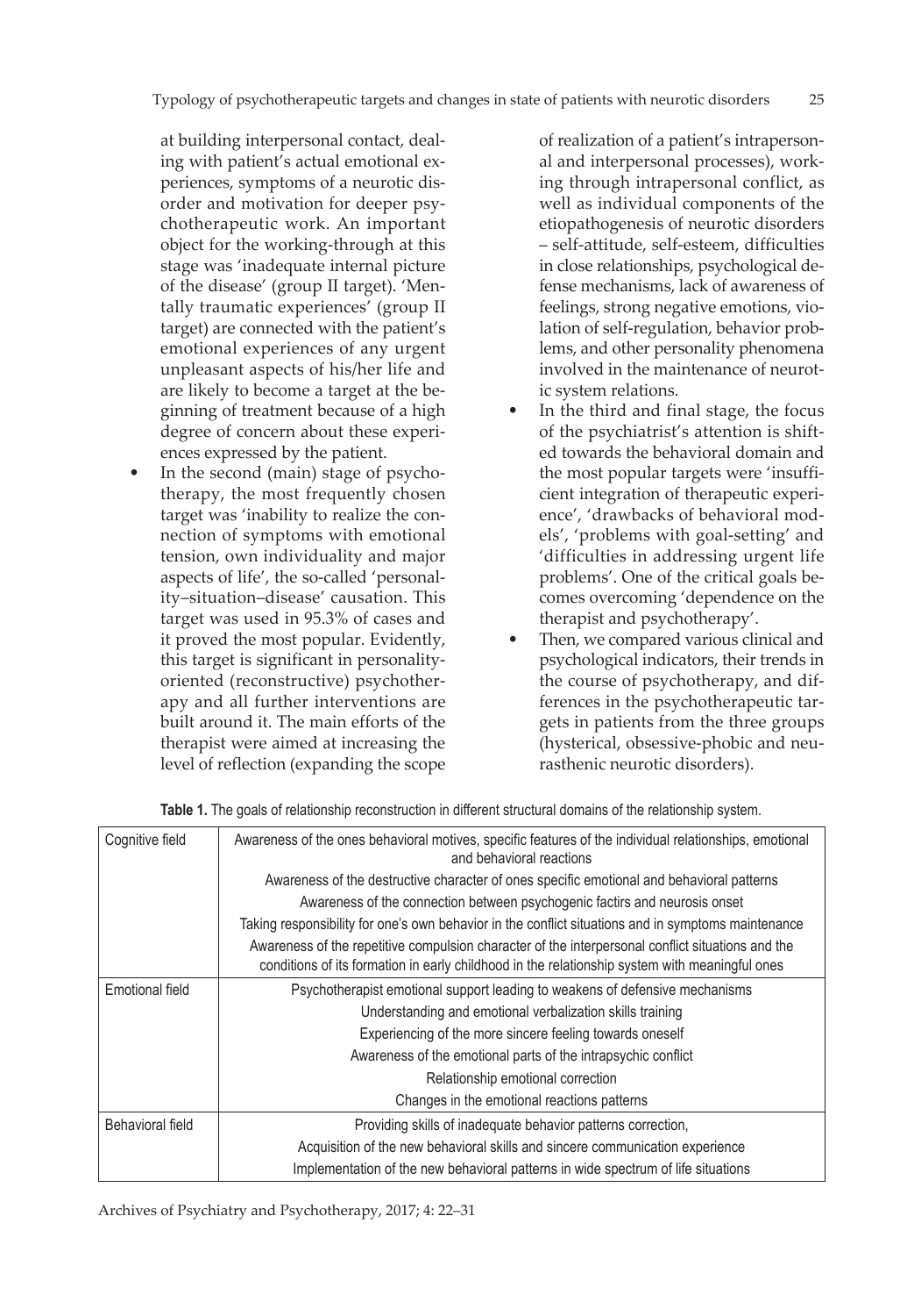at building interpersonal contact, dealing with patient's actual emotional experiences, symptoms of a neurotic disorder and motivation for deeper psychotherapeutic work. An important object for the working-through at this stage was 'inadequate internal picture of the disease' (group II target). 'Mentally traumatic experiences' (group II target) are connected with the patient's emotional experiences of any urgent unpleasant aspects of his/her life and are likely to become a target at the beginning of treatment because of a high degree of concern about these experiences expressed by the patient.

- In the second (main) stage of psychotherapy, the most frequently chosen target was 'inability to realize the connection of symptoms with emotional tension, own individuality and major aspects of life', the so-called 'personality–situation–disease' causation. This target was used in 95.3% of cases and it proved the most popular. Evidently, this target is significant in personality-oriented (reconstructive) psychotherapy and all further interventions are built around it. The main efforts of the therapist were aimed at increasing the level of reflection (expanding the scope of realization of a patient's intrapersonal and interpersonal processes), working through intrapersonal conflict, as well as individual components of the etiopathogenesis of neurotic disorders – self-attitude, self-esteem, difficulties in close relationships, psychological defense mechanisms, lack of awareness of feelings, strong negative emotions, violation of self-regulation, behavior problems, and other personality phenomena involved in the maintenance of neurotic system relations.
- In the third and final stage, the focus of the psychiatrist's attention is shifted towards the behavioral domain and the most popular targets were 'insufficient integration of therapeutic experience', 'drawbacks of behavioral models', 'problems with goal-setting' and 'difficulties in addressing urgent life problems'. One of the critical goals becomes overcoming 'dependence on the therapist and psychotherapy'.
- Then, we compared various clinical and psychological indicators, their trends in the course of psychotherapy, and differences in the psychotherapeutic targets in patients from the three groups (hysterical, obsessive-phobic and neurasthenic neurotic disorders).

**Table 1.** The goals of relationship reconstruction in different structural domains of the relationship system.

| | |
|---|---|
| Cognitive field | Awareness of the ones behavioral motives, specific features of the individual relationships, emotional and behavioral reactions |
| | Awareness of the destructive character of ones specific emotional and behavioral patterns |
| | Awareness of the connection between psychogenic factirs and neurosis onset |
| | Taking responsibility for one's own behavior in the conflict situations and in symptoms maintenance |
| | Awareness of the repetitive compulsion character of the interpersonal conflict situations and the conditions of its formation in early childhood in the relationship system with meaningful ones |
| Emotional field | Psychotherapist emotional support leading to weakens of defensive mechanisms |
| | Understanding and emotional verbalization skills training |
| | Experiencing of the more sincere feeling towards oneself |
| | Awareness of the emotional parts of the intrapsychic conflict |
| | Relationship emotional correction |
| | Changes in the emotional reactions patterns |
| Behavioral field | Providing skills of inadequate behavior patterns correction, |
| | Acquisition of the new behavioral skills and sincere communication experience |
| | Implementation of the new behavioral patterns in wide spectrum of life situations |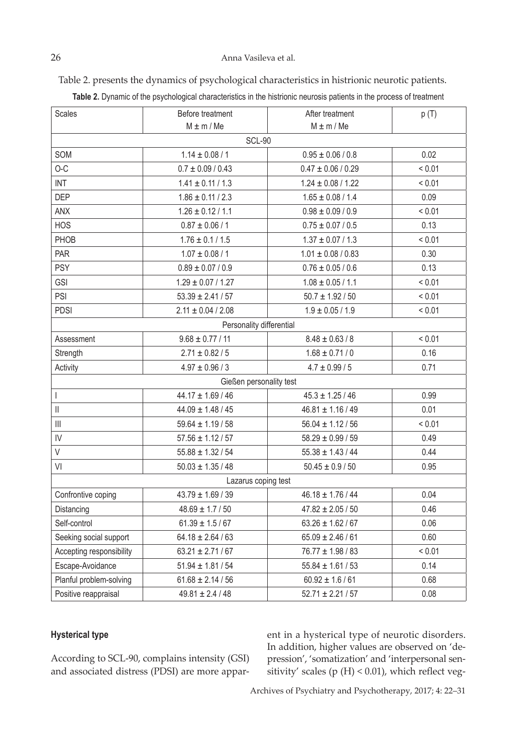Table 2. presents the dynamics of psychological characteristics in histrionic neurotic patients.

**Table 2.** Dynamic of the psychological characteristics in the histrionic neurosis patients in the process of treatment

| Scales | Before treatment<br>M ± m / Me | After treatment<br>M ± m / Me | p (T) |
|---|---|---|---|
| SCL-90 | | | |
| SOM | 1.14 ± 0.08 / 1 | 0.95 ± 0.06 / 0.8 | 0.02 |
| O-C | 0.7 ± 0.09 / 0.43 | 0.47 ± 0.06 / 0.29 | < 0.01 |
| INT | 1.41 ± 0.11 / 1.3 | 1.24 ± 0.08 / 1.22 | < 0.01 |
| DEP | 1.86 ± 0.11 / 2.3 | 1.65 ± 0.08 / 1.4 | 0.09 |
| ANX | 1.26 ± 0.12 / 1.1 | 0.98 ± 0.09 / 0.9 | < 0.01 |
| HOS | 0.87 ± 0.06 / 1 | 0.75 ± 0.07 / 0.5 | 0.13 |
| PHOB | 1.76 ± 0.1 / 1.5 | 1.37 ± 0.07 / 1.3 | < 0.01 |
| PAR | 1.07 ± 0.08 / 1 | 1.01 ± 0.08 / 0.83 | 0.30 |
| PSY | 0.89 ± 0.07 / 0.9 | 0.76 ± 0.05 / 0.6 | 0.13 |
| GSI | 1.29 ± 0.07 / 1.27 | 1.08 ± 0.05 / 1.1 | < 0.01 |
| PSI | 53.39 ± 2.41 / 57 | 50.7 ± 1.92 / 50 | < 0.01 |
| PDSI | 2.11 ± 0.04 / 2.08 | 1.9 ± 0.05 / 1.9 | < 0.01 |
| Personality differential | | | |
| Assessment | 9.68 ± 0.77 / 11 | 8.48 ± 0.63 / 8 | < 0.01 |
| Strength | 2.71 ± 0.82 / 5 | 1.68 ± 0.71 / 0 | 0.16 |
| Activity | 4.97 ± 0.96 / 3 | 4.7 ± 0.99 / 5 | 0.71 |
| Gießen personality test | | | |
| I | 44.17 ± 1.69 / 46 | 45.3 ± 1.25 / 46 | 0.99 |
| II | 44.09 ± 1.48 / 45 | 46.81 ± 1.16 / 49 | 0.01 |
| III | 59.64 ± 1.19 / 58 | 56.04 ± 1.12 / 56 | < 0.01 |
| IV | 57.56 ± 1.12 / 57 | 58.29 ± 0.99 / 59 | 0.49 |
| V | 55.88 ± 1.32 / 54 | 55.38 ± 1.43 / 44 | 0.44 |
| VI | 50.03 ± 1.35 / 48 | 50.45 ± 0.9 / 50 | 0.95 |
| Lazarus coping test | | | |
| Confrontive coping | 43.79 ± 1.69 / 39 | 46.18 ± 1.76 / 44 | 0.04 |
| Distancing | 48.69 ± 1.7 / 50 | 47.82 ± 2.05 / 50 | 0.46 |
| Self-control | 61.39 ± 1.5 / 67 | 63.26 ± 1.62 / 67 | 0.06 |
| Seeking social support | 64.18 ± 2.64 / 63 | 65.09 ± 2.46 / 61 | 0.60 |
| Accepting responsibility | 63.21 ± 2.71 / 67 | 76.77 ± 1.98 / 83 | < 0.01 |
| Escape-Avoidance | 51.94 ± 1.81 / 54 | 55.84 ± 1.61 / 53 | 0.14 |
| Planful problem-solving | 61.68 ± 2.14 / 56 | 60.92 ± 1.6 / 61 | 0.68 |
| Positive reappraisal | 49.81 ± 2.4 / 48 | 52.71 ± 2.21 / 57 | 0.08 |

**Hysterical type**

According to SCL-90, complains intensity (GSI) and associated distress (PDSI) are more apparent in a hysterical type of neurotic disorders. In addition, higher values are observed on 'depression', 'somatization' and 'interpersonal sensitivity' scales ($p$ (H) $< 0.01$), which reflect veg-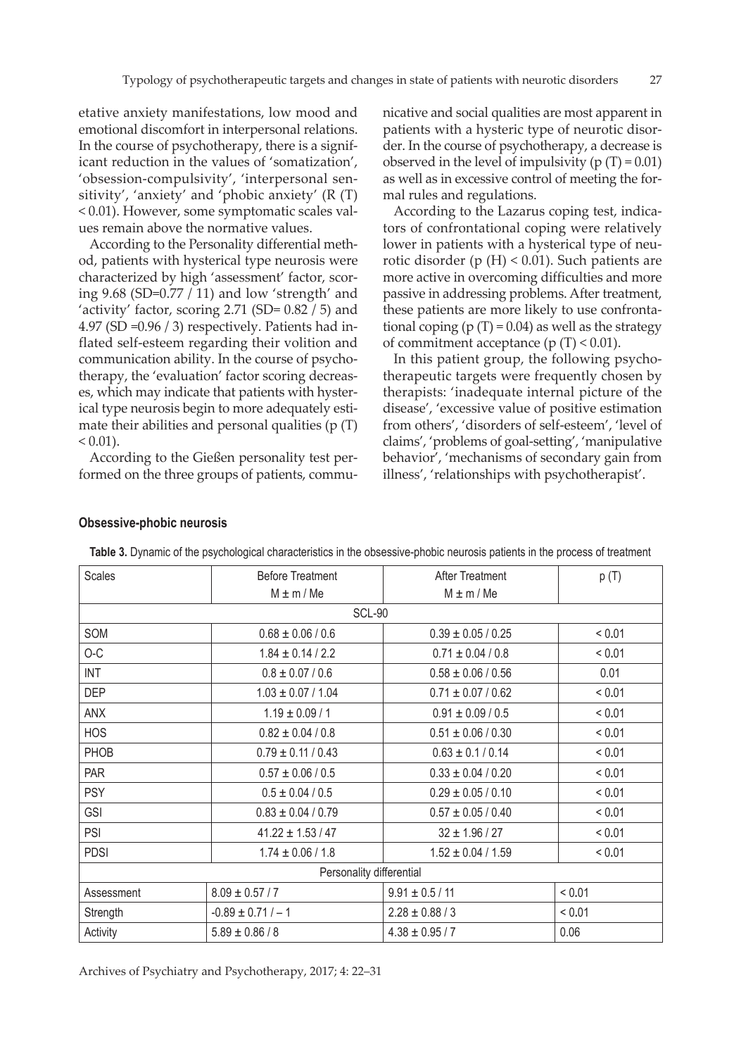etative anxiety manifestations, low mood and emotional discomfort in interpersonal relations. In the course of psychotherapy, there is a significant reduction in the values of 'somatization', 'obsession-compulsivity', 'interpersonal sensitivity', 'anxiety' and 'phobic anxiety' (R (T) < 0.01). However, some symptomatic scales values remain above the normative values.

According to the Personality differential method, patients with hysterical type neurosis were characterized by high 'assessment' factor, scoring 9.68 (SD=0.77 / 11) and low 'strength' and 'activity' factor, scoring 2.71 (SD= 0.82 / 5) and 4.97 (SD =0.96 / 3) respectively. Patients had inflated self-esteem regarding their volition and communication ability. In the course of psychotherapy, the 'evaluation' factor scoring decreases, which may indicate that patients with hysterical type neurosis begin to more adequately estimate their abilities and personal qualities (p (T) < 0.01).

According to the Gießen personality test performed on the three groups of patients, communicative and social qualities are most apparent in patients with a hysteric type of neurotic disorder. In the course of psychotherapy, a decrease is observed in the level of impulsivity (p (T) = 0.01) as well as in excessive control of meeting the formal rules and regulations.

According to the Lazarus coping test, indicators of confrontational coping were relatively lower in patients with a hysterical type of neurotic disorder (p (H) < 0.01). Such patients are more active in overcoming difficulties and more passive in addressing problems. After treatment, these patients are more likely to use confrontational coping (p (T) = 0.04) as well as the strategy of commitment acceptance (p (T) < 0.01).

In this patient group, the following psychotherapeutic targets were frequently chosen by therapists: 'inadequate internal picture of the disease', 'excessive value of positive estimation from others', 'disorders of self-esteem', 'level of claims', 'problems of goal-setting', 'manipulative behavior', 'mechanisms of secondary gain from illness', 'relationships with psychotherapist'.

**Obsessive-phobic neurosis**

**Table 3.** Dynamic of the psychological characteristics in the obsessive-phobic neurosis patients in the process of treatment

| Scales | Before Treatment<br>M ± m / Me | After Treatment<br>M ± m / Me | p (T) |
|---|---|---|---|
| SCL-90 | | | |
| SOM | 0.68 ± 0.06 / 0.6 | 0.39 ± 0.05 / 0.25 | < 0.01 |
| O-C | 1.84 ± 0.14 / 2.2 | 0.71 ± 0.04 / 0.8 | < 0.01 |
| INT | 0.8 ± 0.07 / 0.6 | 0.58 ± 0.06 / 0.56 | 0.01 |
| DEP | 1.03 ± 0.07 / 1.04 | 0.71 ± 0.07 / 0.62 | < 0.01 |
| ANX | 1.19 ± 0.09 / 1 | 0.91 ± 0.09 / 0.5 | < 0.01 |
| HOS | 0.82 ± 0.04 / 0.8 | 0.51 ± 0.06 / 0.30 | < 0.01 |
| PHOB | 0.79 ± 0.11 / 0.43 | 0.63 ± 0.1 / 0.14 | < 0.01 |
| PAR | 0.57 ± 0.06 / 0.5 | 0.33 ± 0.04 / 0.20 | < 0.01 |
| PSY | 0.5 ± 0.04 / 0.5 | 0.29 ± 0.05 / 0.10 | < 0.01 |
| GSI | 0.83 ± 0.04 / 0.79 | 0.57 ± 0.05 / 0.40 | < 0.01 |
| PSI | 41.22 ± 1.53 / 47 | 32 ± 1.96 / 27 | < 0.01 |
| PDSI | 1.74 ± 0.06 / 1.8 | 1.52 ± 0.04 / 1.59 | < 0.01 |
| Personality differential | | | |
| Assessment | 8.09 ± 0.57 / 7 | 9.91 ± 0.5 / 11 | < 0.01 |
| Strength | -0.89 ± 0.71 / – 1 | 2.28 ± 0.88 / 3 | < 0.01 |
| Activity | 5.89 ± 0.86 / 8 | 4.38 ± 0.95 / 7 | 0.06 |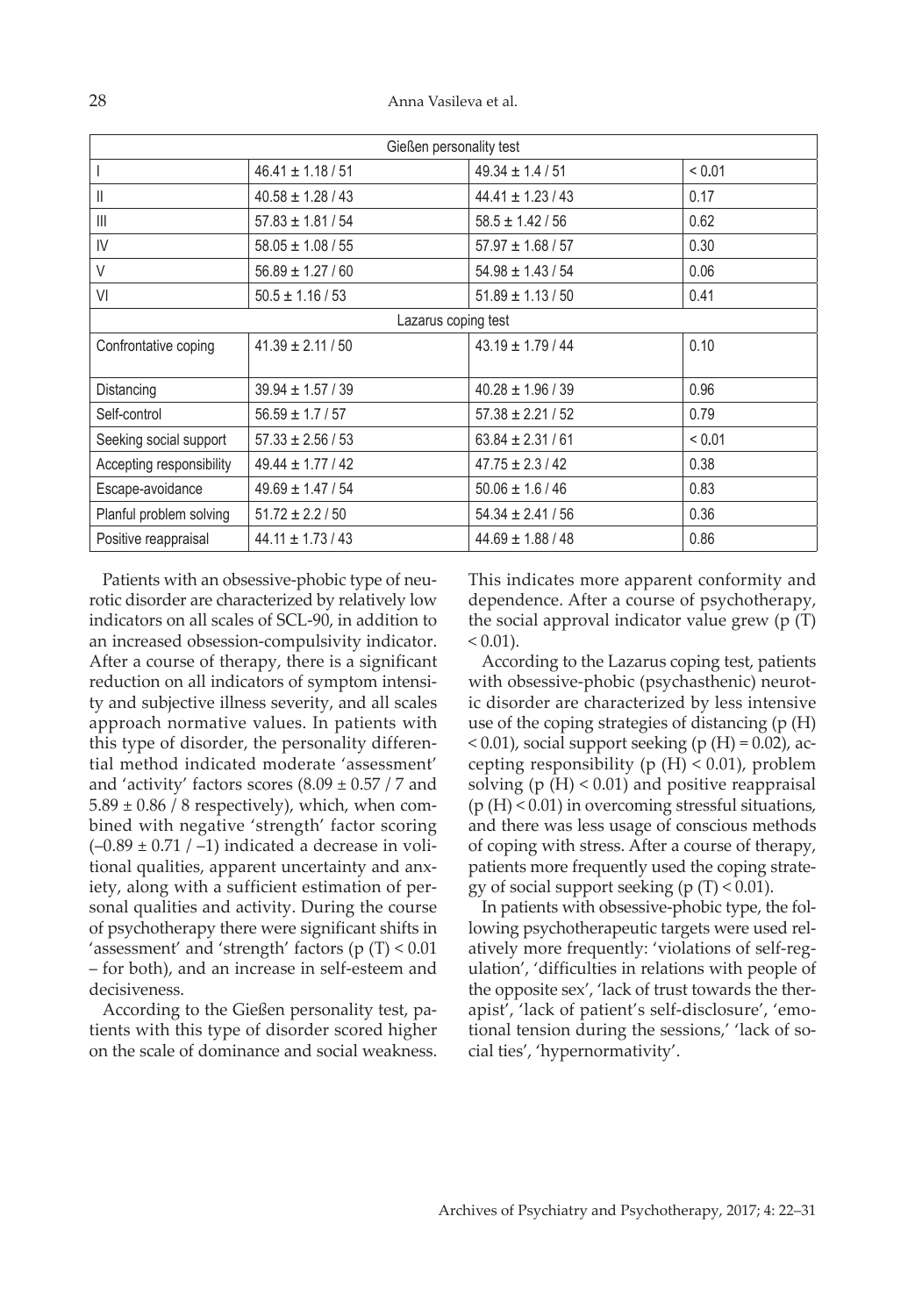| Gießen personality test | | | |
|---|---|---|---|
| I | 46.41 ± 1.18 / 51 | 49.34 ± 1.4 / 51 | < 0.01 |
| II | 40.58 ± 1.28 / 43 | 44.41 ± 1.23 / 43 | 0.17 |
| III | 57.83 ± 1.81 / 54 | 58.5 ± 1.42 / 56 | 0.62 |
| IV | 58.05 ± 1.08 / 55 | 57.97 ± 1.68 / 57 | 0.30 |
| V | 56.89 ± 1.27 / 60 | 54.98 ± 1.43 / 54 | 0.06 |
| VI | 50.5 ± 1.16 / 53 | 51.89 ± 1.13 / 50 | 0.41 |
| Lazarus coping test | | | |
| Confrontative coping | 41.39 ± 2.11 / 50 | 43.19 ± 1.79 / 44 | 0.10 |
| Distancing | 39.94 ± 1.57 / 39 | 40.28 ± 1.96 / 39 | 0.96 |
| Self-control | 56.59 ± 1.7 / 57 | 57.38 ± 2.21 / 52 | 0.79 |
| Seeking social support | 57.33 ± 2.56 / 53 | 63.84 ± 2.31 / 61 | < 0.01 |
| Accepting responsibility | 49.44 ± 1.77 / 42 | 47.75 ± 2.3 / 42 | 0.38 |
| Escape-avoidance | 49.69 ± 1.47 / 54 | 50.06 ± 1.6 / 46 | 0.83 |
| Planful problem solving | 51.72 ± 2.2 / 50 | 54.34 ± 2.41 / 56 | 0.36 |
| Positive reappraisal | 44.11 ± 1.73 / 43 | 44.69 ± 1.88 / 48 | 0.86 |

Patients with an obsessive-phobic type of neurotic disorder are characterized by relatively low indicators on all scales of SCL-90, in addition to an increased obsession-compulsivity indicator. After a course of therapy, there is a significant reduction on all indicators of symptom intensity and subjective illness severity, and all scales approach normative values. In patients with this type of disorder, the personality differential method indicated moderate 'assessment' and 'activity' factors scores ($8.09 \pm 0.57$ / 7 and $5.89 \pm 0.86$ / 8 respectively), which, when combined with negative 'strength' factor scoring ($-0.89 \pm 0.71$ / $-1$) indicated a decrease in volitional qualities, apparent uncertainty and anxiety, along with a sufficient estimation of personal qualities and activity. During the course of psychotherapy there were significant shifts in 'assessment' and 'strength' factors (p (T) $< 0.01$ – for both), and an increase in self-esteem and decisiveness.

According to the Gießen personality test, patients with this type of disorder scored higher on the scale of dominance and social weakness. This indicates more apparent conformity and dependence. After a course of psychotherapy, the social approval indicator value grew (p (T) $< 0.01$).

According to the Lazarus coping test, patients with obsessive-phobic (psychasthenic) neurotic disorder are characterized by less intensive use of the coping strategies of distancing (p (H) $< 0.01$), social support seeking (p (H) $= 0.02$), accepting responsibility (p (H) $< 0.01$), problem solving (p (H) $< 0.01$) and positive reappraisal (p (H) $< 0.01$) in overcoming stressful situations, and there was less usage of conscious methods of coping with stress. After a course of therapy, patients more frequently used the coping strategy of social support seeking (p (T) $< 0.01$).

In patients with obsessive-phobic type, the following psychotherapeutic targets were used relatively more frequently: 'violations of self-regulation', 'difficulties in relations with people of the opposite sex', 'lack of trust towards the therapist', 'lack of patient's self-disclosure', 'emotional tension during the sessions,' 'lack of social ties', 'hypernormativity'.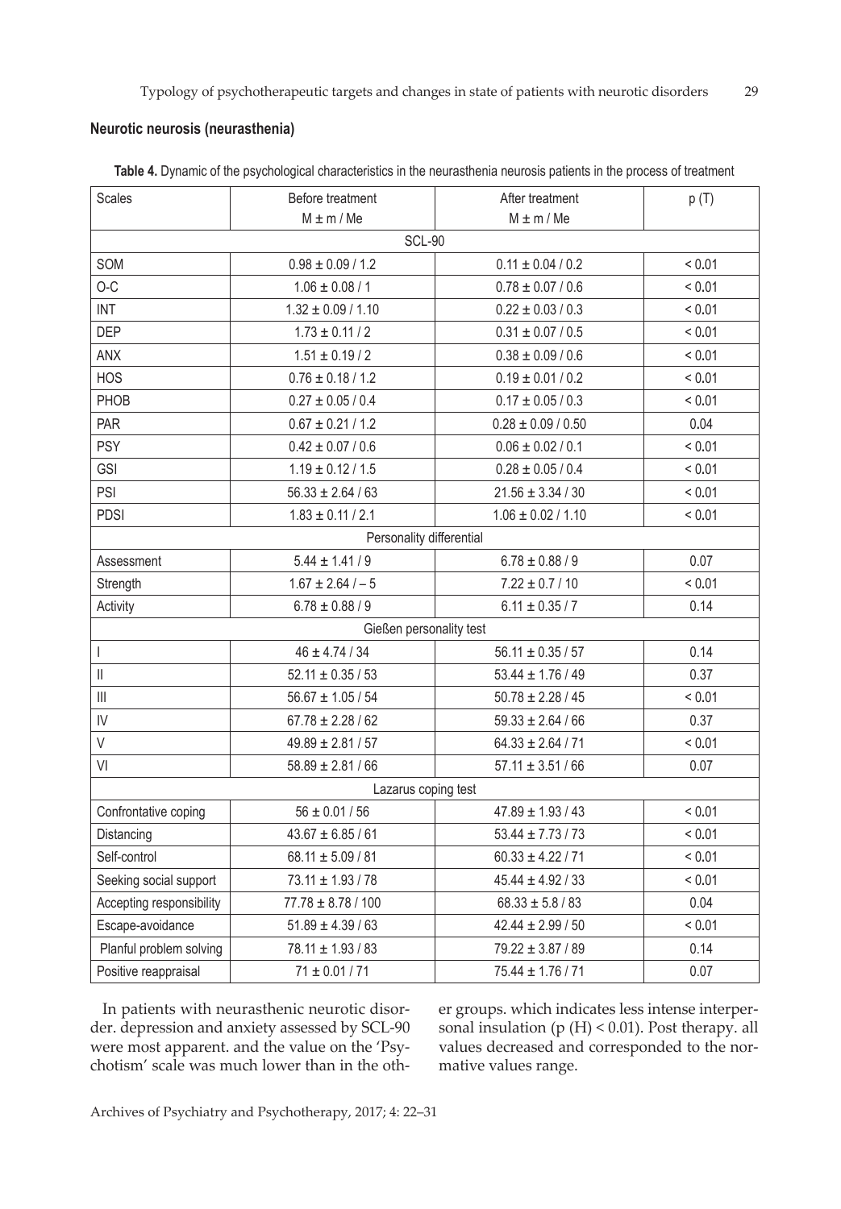### Neurotic neurosis (neurasthenia)

**Table 4.** Dynamic of the psychological characteristics in the neurasthenia neurosis patients in the process of treatment

| Scales | Before treatment<br>M ± m / Me | After treatment<br>M ± m / Me | p (T) |
|---|---|---|---|
| SCL-90 | | | |
| SOM | 0.98 ± 0.09 / 1.2 | 0.11 ± 0.04 / 0.2 | < 0.01 |
| O-C | 1.06 ± 0.08 / 1 | 0.78 ± 0.07 / 0.6 | < 0.01 |
| INT | 1.32 ± 0.09 / 1.10 | 0.22 ± 0.03 / 0.3 | < 0.01 |
| DEP | 1.73 ± 0.11 / 2 | 0.31 ± 0.07 / 0.5 | < 0.01 |
| ANX | 1.51 ± 0.19 / 2 | 0.38 ± 0.09 / 0.6 | < 0.01 |
| HOS | 0.76 ± 0.18 / 1.2 | 0.19 ± 0.01 / 0.2 | < 0.01 |
| PHOB | 0.27 ± 0.05 / 0.4 | 0.17 ± 0.05 / 0.3 | < 0.01 |
| PAR | 0.67 ± 0.21 / 1.2 | 0.28 ± 0.09 / 0.50 | 0.04 |
| PSY | 0.42 ± 0.07 / 0.6 | 0.06 ± 0.02 / 0.1 | < 0.01 |
| GSI | 1.19 ± 0.12 / 1.5 | 0.28 ± 0.05 / 0.4 | < 0.01 |
| PSI | 56.33 ± 2.64 / 63 | 21.56 ± 3.34 / 30 | < 0.01 |
| PDSI | 1.83 ± 0.11 / 2.1 | 1.06 ± 0.02 / 1.10 | < 0.01 |
| Personality differential | | | |
| Assessment | 5.44 ± 1.41 / 9 | 6.78 ± 0.88 / 9 | 0.07 |
| Strength | 1.67 ± 2.64 / – 5 | 7.22 ± 0.7 / 10 | < 0.01 |
| Activity | 6.78 ± 0.88 / 9 | 6.11 ± 0.35 / 7 | 0.14 |
| Gießen personality test | | | |
| I | 46 ± 4.74 / 34 | 56.11 ± 0.35 / 57 | 0.14 |
| II | 52.11 ± 0.35 / 53 | 53.44 ± 1.76 / 49 | 0.37 |
| III | 56.67 ± 1.05 / 54 | 50.78 ± 2.28 / 45 | < 0.01 |
| IV | 67.78 ± 2.28 / 62 | 59.33 ± 2.64 / 66 | 0.37 |
| V | 49.89 ± 2.81 / 57 | 64.33 ± 2.64 / 71 | < 0.01 |
| VI | 58.89 ± 2.81 / 66 | 57.11 ± 3.51 / 66 | 0.07 |
| Lazarus coping test | | | |
| Confrontative coping | 56 ± 0.01 / 56 | 47.89 ± 1.93 / 43 | < 0.01 |
| Distancing | 43.67 ± 6.85 / 61 | 53.44 ± 7.73 / 73 | < 0.01 |
| Self-control | 68.11 ± 5.09 / 81 | 60.33 ± 4.22 / 71 | < 0.01 |
| Seeking social support | 73.11 ± 1.93 / 78 | 45.44 ± 4.92 / 33 | < 0.01 |
| Accepting responsibility | 77.78 ± 8.78 / 100 | 68.33 ± 5.8 / 83 | 0.04 |
| Escape-avoidance | 51.89 ± 4.39 / 63 | 42.44 ± 2.99 / 50 | < 0.01 |
| Planful problem solving | 78.11 ± 1.93 / 83 | 79.22 ± 3.87 / 89 | 0.14 |
| Positive reappraisal | 71 ± 0.01 / 71 | 75.44 ± 1.76 / 71 | 0.07 |

In patients with neurasthenic neurotic disorder. depression and anxiety assessed by SCL-90 were most apparent. and the value on the 'Psychotism' scale was much lower than in the other groups. which indicates less intense interpersonal insulation ($p (H) < 0.01$). Post therapy. all values decreased and corresponded to the normative values range.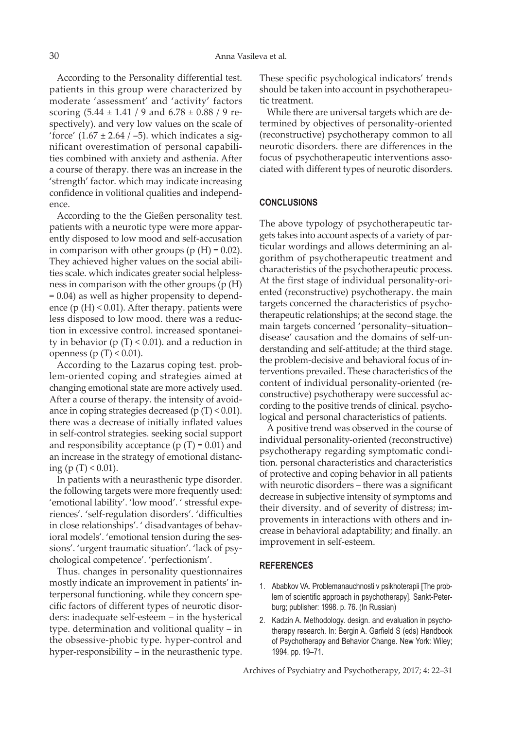According to the Personality differential test. patients in this group were characterized by moderate 'assessment' and 'activity' factors scoring ($5.44 \pm 1.41$ / 9 and $6.78 \pm 0.88$ / 9 respectively). and very low values on the scale of 'force' ($1.67 \pm 2.64$ / –5). which indicates a significant overestimation of personal capabilities combined with anxiety and asthenia. After a course of therapy. there was an increase in the 'strength' factor. which may indicate increasing confidence in volitional qualities and independence.

According to the the Gießen personality test. patients with a neurotic type were more apparently disposed to low mood and self-accusation in comparison with other groups ($p\ (H) = 0.02$). They achieved higher values on the social abilities scale. which indicates greater social helplessness in comparison with the other groups ($p\ (H) = 0.04$) as well as higher propensity to dependence ($p\ (H) < 0.01$). After therapy. patients were less disposed to low mood. there was a reduction in excessive control. increased spontaneity in behavior ($p\ (T) < 0.01$). and a reduction in openness ($p\ (T) < 0.01$).

According to the Lazarus coping test. problem-oriented coping and strategies aimed at changing emotional state are more actively used. After a course of therapy. the intensity of avoidance in coping strategies decreased ($p\ (T) < 0.01$). there was a decrease of initially inflated values in self-control strategies. seeking social support and responsibility acceptance ($p\ (T) = 0.01$) and an increase in the strategy of emotional distancing ($p\ (T) < 0.01$).

In patients with a neurasthenic type disorder. the following targets were more frequently used: 'emotional lability'. 'low mood'. ' stressful experiences'. 'self-regulation disorders'. 'difficulties in close relationships'. ' disadvantages of behavioral models'. 'emotional tension during the sessions'. 'urgent traumatic situation'. 'lack of psychological competence'. 'perfectionism'.

Thus. changes in personality questionnaires mostly indicate an improvement in patients' interpersonal functioning. while they concern specific factors of different types of neurotic disorders: inadequate self-esteem – in the hysterical type. determination and volitional quality – in the obsessive-phobic type. hyper-control and hyper-responsibility – in the neurasthenic type. These specific psychological indicators' trends should be taken into account in psychotherapeutic treatment.

While there are universal targets which are determined by objectives of personality-oriented (reconstructive) psychotherapy common to all neurotic disorders. there are differences in the focus of psychotherapeutic interventions associated with different types of neurotic disorders.

## CONCLUSIONS

The above typology of psychotherapeutic targets takes into account aspects of a variety of particular wordings and allows determining an algorithm of psychotherapeutic treatment and characteristics of the psychotherapeutic process. At the first stage of individual personality-oriented (reconstructive) psychotherapy. the main targets concerned the characteristics of psychotherapeutic relationships; at the second stage. the main targets concerned 'personality–situation–disease' causation and the domains of self-understanding and self-attitude; at the third stage. the problem-decisive and behavioral focus of interventions prevailed. These characteristics of the content of individual personality-oriented (reconstructive) psychotherapy were successful according to the positive trends of clinical. psychological and personal characteristics of patients.

A positive trend was observed in the course of individual personality-oriented (reconstructive) psychotherapy regarding symptomatic condition. personal characteristics and characteristics of protective and coping behavior in all patients with neurotic disorders – there was a significant decrease in subjective intensity of symptoms and their diversity. and of severity of distress; improvements in interactions with others and increase in behavioral adaptability; and finally. an improvement in self-esteem.

## REFERENCES

1. Ababkov VA. Problemanauchnosti v psikhoterapii [The problem of scientific approach in psychotherapy]. Sankt-Peterburg; publisher: 1998. p. 76. (In Russian)
2. Kadzin A. Methodology. design. and evaluation in psychotherapy research. In: Bergin A. Garfield S (eds) Handbook of Psychotherapy and Behavior Change. New York: Wiley; 1994. pp. 19–71.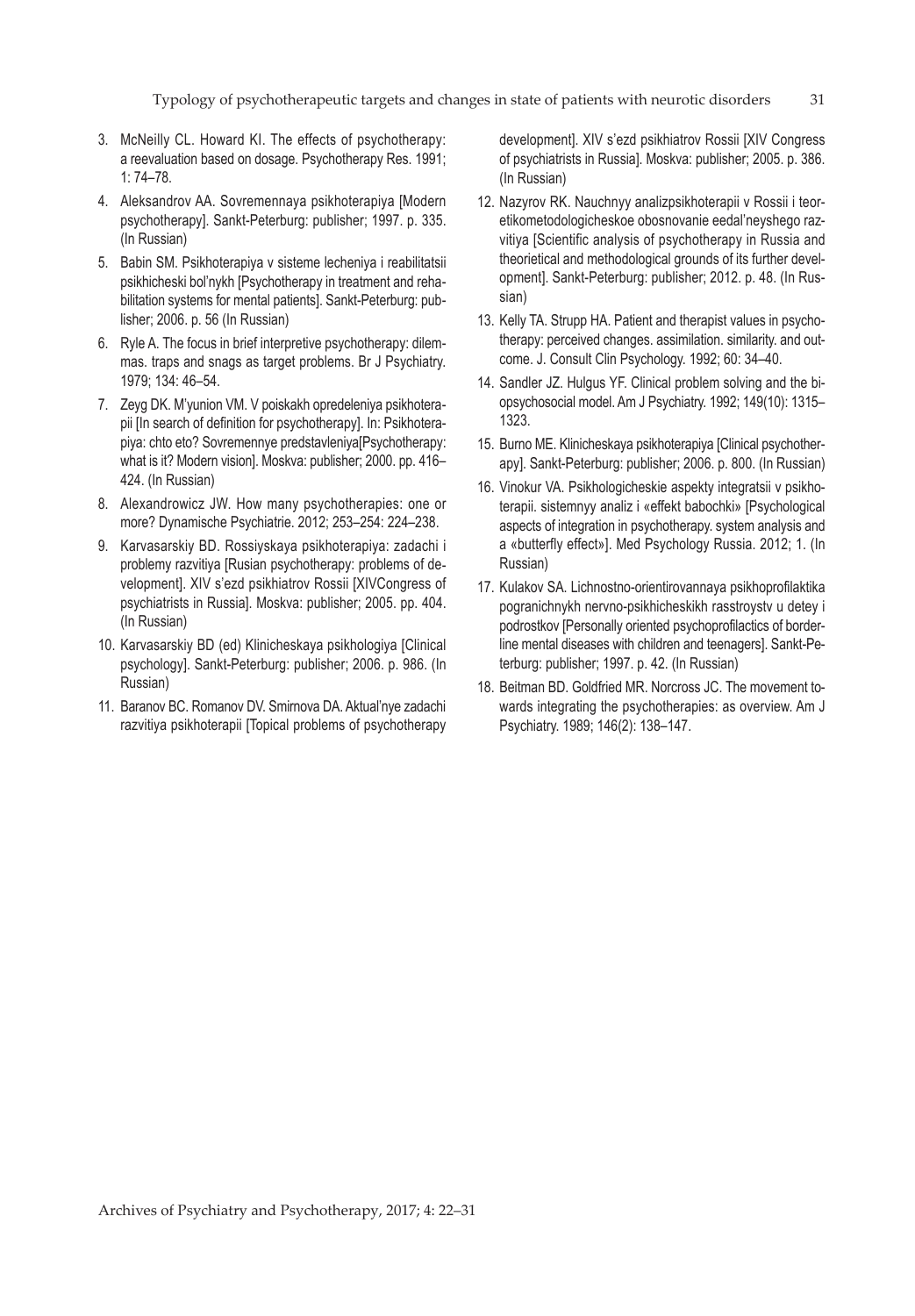3. McNeilly CL. Howard KI. The effects of psychotherapy: a reevaluation based on dosage. Psychotherapy Res. 1991; 1: 74–78.
4. Aleksandrov AA. Sovremennaya psikhoterapiya [Modern psychotherapy]. Sankt-Peterburg: publisher; 1997. p. 335. (In Russian)
5. Babin SM. Psikhoterapiya v sisteme lecheniya i reabilitatsii psikhicheski bol'nykh [Psychotherapy in treatment and rehabilitation systems for mental patients]. Sankt-Peterburg: publisher; 2006. p. 56 (In Russian)
6. Ryle A. The focus in brief interpretive psychotherapy: dilemmas. traps and snags as target problems. Br J Psychiatry. 1979; 134: 46–54.
7. Zeyg DK. M'yunion VM. V poiskakh opredeleniya psikhoterapii [In search of definition for psychotherapy]. In: Psikhoterapiya: chto eto? Sovremennye predstavleniya[Psychotherapy: what is it? Modern vision]. Moskva: publisher; 2000. pp. 416–424. (In Russian)
8. Alexandrowicz JW. How many psychotherapies: one or more? Dynamische Psychiatrie. 2012; 253–254: 224–238.
9. Karvasarskiy BD. Rossiyskaya psikhoterapiya: zadachi i problemy razvitiya [Rusian psychotherapy: problems of development]. XIV s'ezd psikhiatrov Rossii [XIVCongress of psychiatrists in Russia]. Moskva: publisher; 2005. pp. 404. (In Russian)
10. Karvasarskiy BD (ed) Klinicheskaya psikhologiya [Clinical psychology]. Sankt-Peterburg: publisher; 2006. p. 986. (In Russian)
11. Baranov BC. Romanov DV. Smirnova DA. Aktual'nye zadachi razvitiya psikhoterapii [Topical problems of psychotherapy development]. XIV s'ezd psikhiatrov Rossii [XIV Congress of psychiatrists in Russia]. Moskva: publisher; 2005. p. 386. (In Russian)
12. Nazyrov RK. Nauchnyy analizpsikhoterapii v Rossii i teoretikometodologicheskoe obosnovanie eedal'neyshego razvitiya [Scientific analysis of psychotherapy in Russia and theorietical and methodological grounds of its further development]. Sankt-Peterburg: publisher; 2012. p. 48. (In Russian)
13. Kelly TA. Strupp HA. Patient and therapist values in psychotherapy: perceived changes. assimilation. similarity. and outcome. J. Consult Clin Psychology. 1992; 60: 34–40.
14. Sandler JZ. Hulgus YF. Clinical problem solving and the biopsychosocial model. Am J Psychiatry. 1992; 149(10): 1315–1323.
15. Burno ME. Klinicheskaya psikhoterapiya [Clinical psychotherapy]. Sankt-Peterburg: publisher; 2006. p. 800. (In Russian)
16. Vinokur VA. Psikhologicheskie aspekty integratsii v psikhoterapii. sistemnyy analiz i «effekt babochki» [Psychological aspects of integration in psychotherapy. system analysis and a «butterfly effect»]. Med Psychology Russia. 2012; 1. (In Russian)
17. Kulakov SA. Lichnostno-orientirovannaya psikhoprofilaktika pogranichnykh nervno-psikhicheskikh rasstroystv u detey i podrostkov [Personally oriented psychoprofilactics of borderline mental diseases with children and teenagers]. Sankt-Peterburg: publisher; 1997. p. 42. (In Russian)
18. Beitman BD. Goldfried MR. Norcross JC. The movement towards integrating the psychotherapies: as overview. Am J Psychiatry. 1989; 146(2): 138–147.